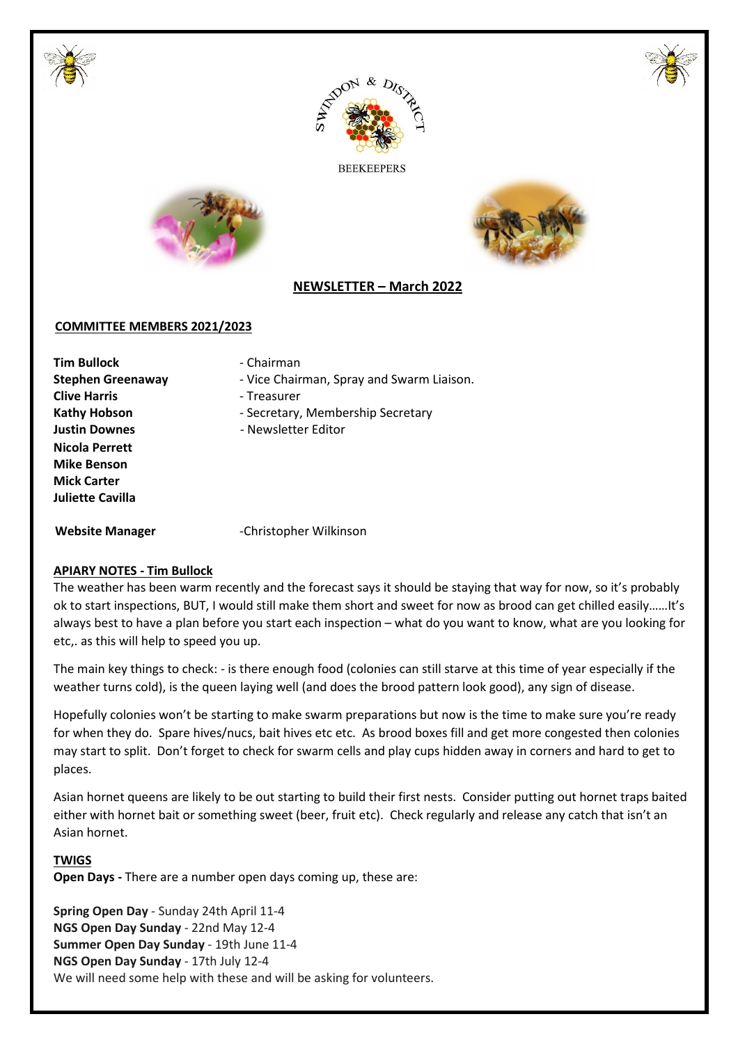SWINDON & DISTRICT BEEKEEPERS

# NEWSLETTER – March 2022

## COMMITTEE MEMBERS 2021/2023

**Tim Bullock** - Chairman
**Stephen Greenaway** - Vice Chairman, Spray and Swarm Liaison.
**Clive Harris** - Treasurer
**Kathy Hobson** - Secretary, Membership Secretary
**Justin Downes** - Newsletter Editor
**Nicola Perrett**
**Mike Benson**
**Mick Carter**
**Juliette Cavilla**

**Website Manager** -Christopher Wilkinson

## APIARY NOTES - Tim Bullock

The weather has been warm recently and the forecast says it should be staying that way for now, so it's probably ok to start inspections, BUT, I would still make them short and sweet for now as brood can get chilled easily……It's always best to have a plan before you start each inspection – what do you want to know, what are you looking for etc,. as this will help to speed you up.

The main key things to check: - is there enough food (colonies can still starve at this time of year especially if the weather turns cold), is the queen laying well (and does the brood pattern look good), any sign of disease.

Hopefully colonies won't be starting to make swarm preparations but now is the time to make sure you're ready for when they do. Spare hives/nucs, bait hives etc etc. As brood boxes fill and get more congested then colonies may start to split. Don't forget to check for swarm cells and play cups hidden away in corners and hard to get to places.

Asian hornet queens are likely to be out starting to build their first nests. Consider putting out hornet traps baited either with hornet bait or something sweet (beer, fruit etc). Check regularly and release any catch that isn't an Asian hornet.

## TWIGS

**Open Days -** There are a number open days coming up, these are:

**Spring Open Day** - Sunday 24th April 11-4
**NGS Open Day Sunday** - 22nd May 12-4
**Summer Open Day Sunday** - 19th June 11-4
**NGS Open Day Sunday** - 17th July 12-4
We will need some help with these and will be asking for volunteers.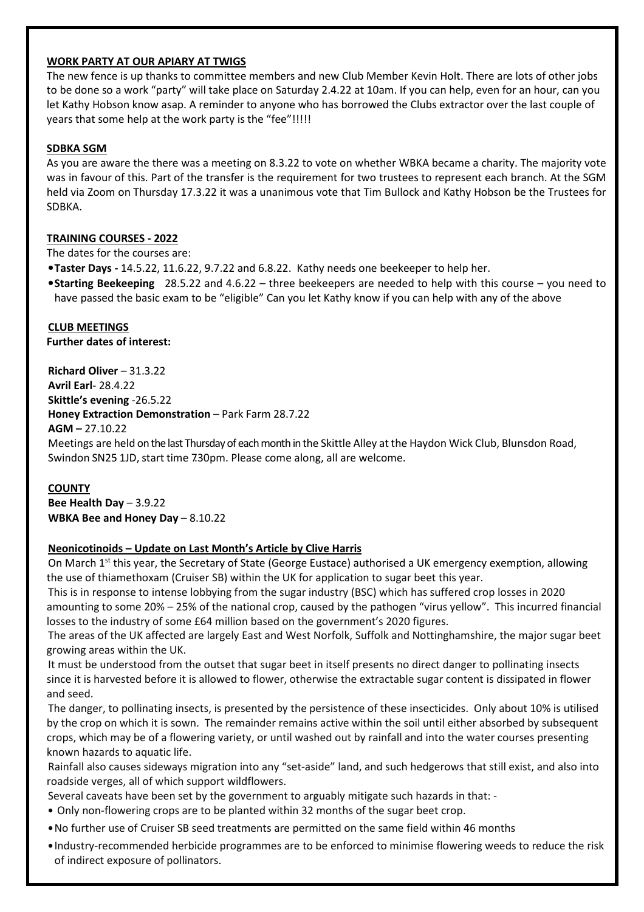**WORK PARTY AT OUR APIARY AT TWIGS**

The new fence is up thanks to committee members and new Club Member Kevin Holt. There are lots of other jobs to be done so a work "party" will take place on Saturday 2.4.22 at 10am. If you can help, even for an hour, can you let Kathy Hobson know asap. A reminder to anyone who has borrowed the Clubs extractor over the last couple of years that some help at the work party is the "fee"!!!!!

**SDBKA SGM**

As you are aware the there was a meeting on 8.3.22 to vote on whether WBKA became a charity. The majority vote was in favour of this. Part of the transfer is the requirement for two trustees to represent each branch. At the SGM held via Zoom on Thursday 17.3.22 it was a unanimous vote that Tim Bullock and Kathy Hobson be the Trustees for SDBKA.

**TRAINING COURSES - 2022**

The dates for the courses are:

- **Taster Days -** 14.5.22, 11.6.22, 9.7.22 and 6.8.22. Kathy needs one beekeeper to help her.
- **Starting Beekeeping** 28.5.22 and 4.6.22 – three beekeepers are needed to help with this course – you need to have passed the basic exam to be "eligible" Can you let Kathy know if you can help with any of the above

**CLUB MEETINGS**

**Further dates of interest:**

**Richard Oliver** – 31.3.22
**Avril Earl**- 28.4.22
**Skittle's evening** -26.5.22
**Honey Extraction Demonstration** – Park Farm 28.7.22
**AGM –** 27.10.22
Meetings are held on the last Thursday of each month in the Skittle Alley at the Haydon Wick Club, Blunsdon Road, Swindon SN25 1JD, start time 7.30pm. Please come along, all are welcome.

**COUNTY**

**Bee Health Day** – 3.9.22
**WBKA Bee and Honey Day** – 8.10.22

**Neonicotinoids – Update on Last Month's Article by Clive Harris**

On March 1st this year, the Secretary of State (George Eustace) authorised a UK emergency exemption, allowing the use of thiamethoxam (Cruiser SB) within the UK for application to sugar beet this year.

This is in response to intense lobbying from the sugar industry (BSC) which has suffered crop losses in 2020 amounting to some 20% – 25% of the national crop, caused by the pathogen "virus yellow". This incurred financial losses to the industry of some £64 million based on the government's 2020 figures.

The areas of the UK affected are largely East and West Norfolk, Suffolk and Nottinghamshire, the major sugar beet growing areas within the UK.

It must be understood from the outset that sugar beet in itself presents no direct danger to pollinating insects since it is harvested before it is allowed to flower, otherwise the extractable sugar content is dissipated in flower and seed.

The danger, to pollinating insects, is presented by the persistence of these insecticides. Only about 10% is utilised by the crop on which it is sown. The remainder remains active within the soil until either absorbed by subsequent crops, which may be of a flowering variety, or until washed out by rainfall and into the water courses presenting known hazards to aquatic life.

Rainfall also causes sideways migration into any "set-aside" land, and such hedgerows that still exist, and also into roadside verges, all of which support wildflowers.

Several caveats have been set by the government to arguably mitigate such hazards in that: -

- Only non-flowering crops are to be planted within 32 months of the sugar beet crop.
- No further use of Cruiser SB seed treatments are permitted on the same field within 46 months
- Industry-recommended herbicide programmes are to be enforced to minimise flowering weeds to reduce the risk of indirect exposure of pollinators.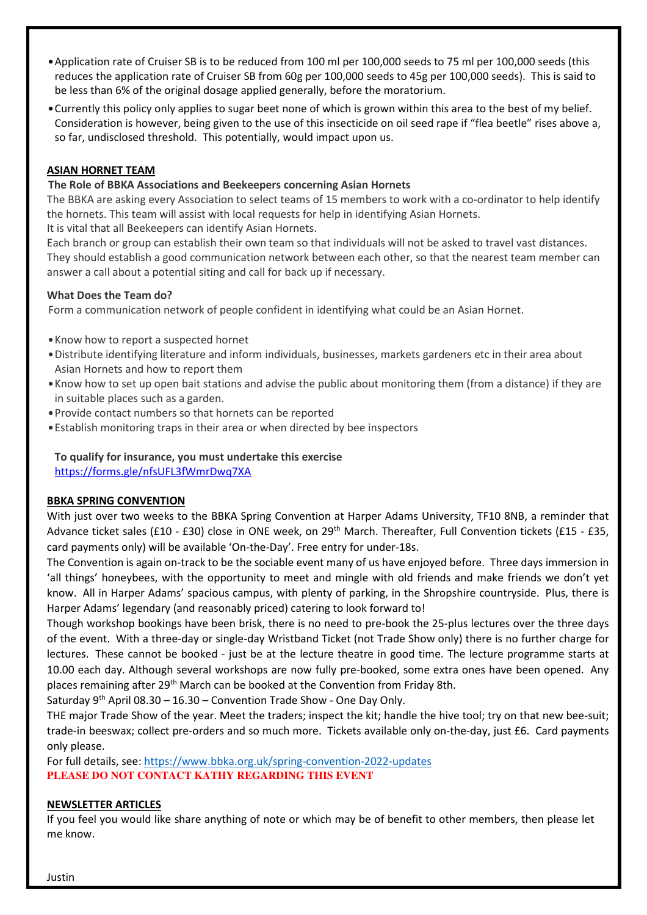- Application rate of Cruiser SB is to be reduced from 100 ml per 100,000 seeds to 75 ml per 100,000 seeds (this reduces the application rate of Cruiser SB from 60g per 100,000 seeds to 45g per 100,000 seeds). This is said to be less than 6% of the original dosage applied generally, before the moratorium.
- Currently this policy only applies to sugar beet none of which is grown within this area to the best of my belief. Consideration is however, being given to the use of this insecticide on oil seed rape if "flea beetle" rises above a, so far, undisclosed threshold. This potentially, would impact upon us.

## ASIAN HORNET TEAM

**The Role of BBKA Associations and Beekeepers concerning Asian Hornets**

The BBKA are asking every Association to select teams of 15 members to work with a co-ordinator to help identify the hornets. This team will assist with local requests for help in identifying Asian Hornets.

It is vital that all Beekeepers can identify Asian Hornets.

Each branch or group can establish their own team so that individuals will not be asked to travel vast distances. They should establish a good communication network between each other, so that the nearest team member can answer a call about a potential siting and call for back up if necessary.

**What Does the Team do?**

Form a communication network of people confident in identifying what could be an Asian Hornet.

- Know how to report a suspected hornet
- Distribute identifying literature and inform individuals, businesses, markets gardeners etc in their area about Asian Hornets and how to report them
- Know how to set up open bait stations and advise the public about monitoring them (from a distance) if they are in suitable places such as a garden.
- Provide contact numbers so that hornets can be reported
- Establish monitoring traps in their area or when directed by bee inspectors

**To qualify for insurance, you must undertake this exercise**
https://forms.gle/nfsUFL3fWmrDwq7XA

## BBKA SPRING CONVENTION

With just over two weeks to the BBKA Spring Convention at Harper Adams University, TF10 8NB, a reminder that Advance ticket sales (£10 - £30) close in ONE week, on 29th March. Thereafter, Full Convention tickets (£15 - £35, card payments only) will be available 'On-the-Day'. Free entry for under-18s.

The Convention is again on-track to be the sociable event many of us have enjoyed before. Three days immersion in 'all things' honeybees, with the opportunity to meet and mingle with old friends and make friends we don't yet know. All in Harper Adams' spacious campus, with plenty of parking, in the Shropshire countryside. Plus, there is Harper Adams' legendary (and reasonably priced) catering to look forward to!

Though workshop bookings have been brisk, there is no need to pre-book the 25-plus lectures over the three days of the event. With a three-day or single-day Wristband Ticket (not Trade Show only) there is no further charge for lectures. These cannot be booked - just be at the lecture theatre in good time. The lecture programme starts at 10.00 each day. Although several workshops are now fully pre-booked, some extra ones have been opened. Any places remaining after 29th March can be booked at the Convention from Friday 8th.

Saturday 9th April 08.30 – 16.30 – Convention Trade Show - One Day Only.

THE major Trade Show of the year. Meet the traders; inspect the kit; handle the hive tool; try on that new bee-suit; trade-in beeswax; collect pre-orders and so much more. Tickets available only on-the-day, just £6. Card payments only please.

For full details, see: https://www.bbka.org.uk/spring-convention-2022-updates

**PLEASE DO NOT CONTACT KATHY REGARDING THIS EVENT**

## NEWSLETTER ARTICLES

If you feel you would like share anything of note or which may be of benefit to other members, then please let me know.

Justin